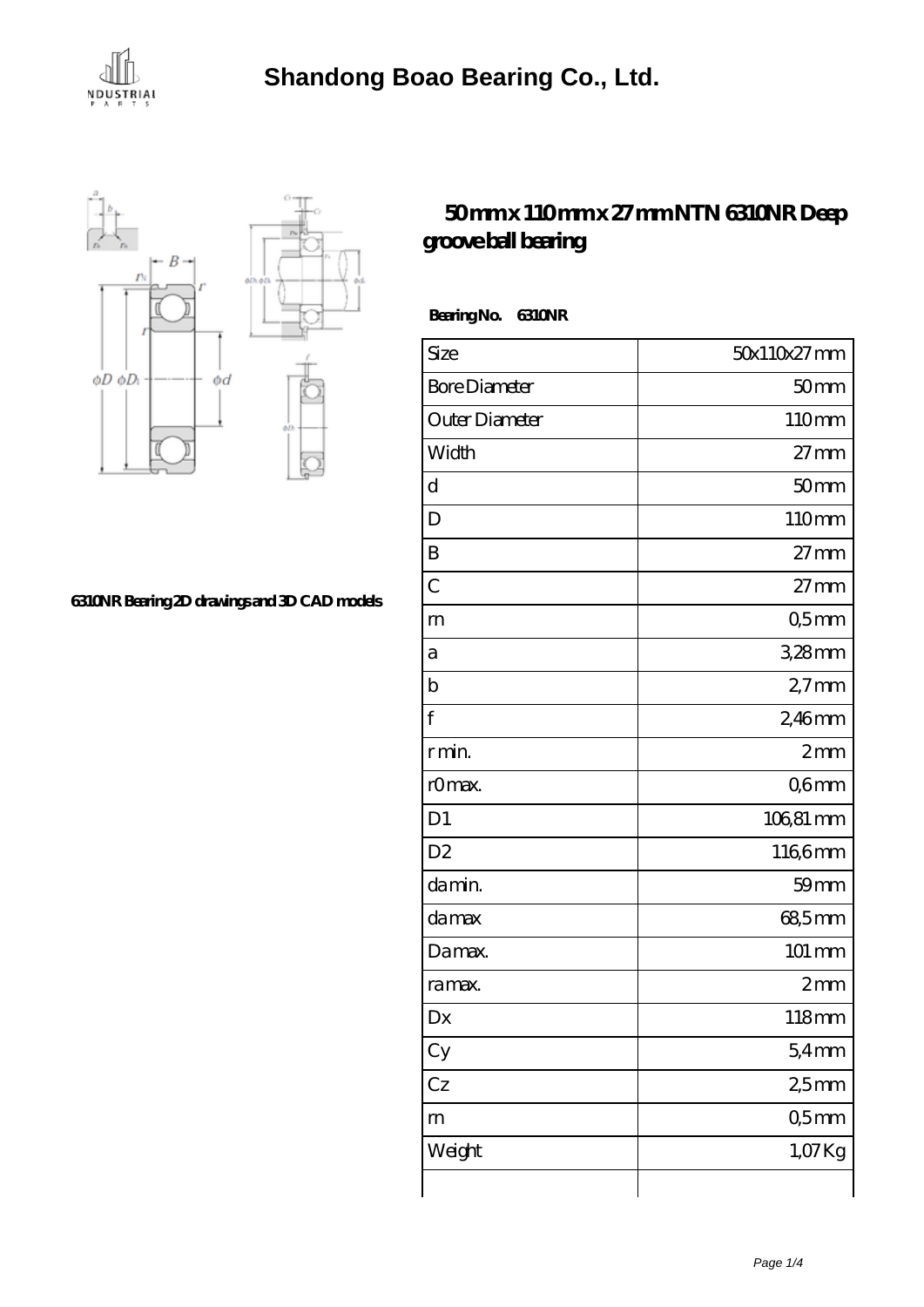# Shandong Boao Bearing Co., Ltd.

## 50 mm x 110 mm x 27 mm NTN 6310NR Deep groove ball bearing

6310NR Bearing 2D drawings and 3D CAD models

**Bearing No. 6310NR**

| | |
|---|---|
| Size | 50x110x27 mm |
| Bore Diameter | 50 mm |
| Outer Diameter | 110 mm |
| Width | 27 mm |
| d | 50 mm |
| D | 110 mm |
| B | 27 mm |
| C | 27 mm |
| rn | 0,5 mm |
| a | 3,28 mm |
| b | 2,7 mm |
| f | 2,46 mm |
| r min. | 2 mm |
| r0 max. | 0,6 mm |
| D1 | 106,81 mm |
| D2 | 116,6 mm |
| da min. | 59 mm |
| da max | 68,5 mm |
| Da max. | 101 mm |
| ra max. | 2 mm |
| Dx | 118 mm |
| Cy | 5,4 mm |
| Cz | 2,5 mm |
| rn | 0,5 mm |
| Weight | 1,07 Kg |
| | |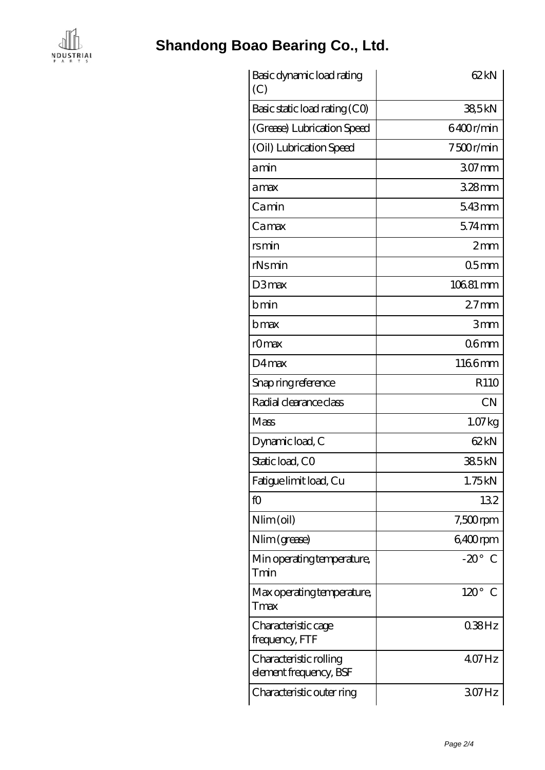| Basic dynamic load rating (C) | 62 kN |
|---|---|
| Basic static load rating (C0) | 38,5 kN |
| (Grease) Lubrication Speed | 6400 r/min |
| (Oil) Lubrication Speed | 7500 r/min |
| a min | 3.07 mm |
| a max | 3.28 mm |
| Ca min | 5.43 mm |
| Ca max | 5.74 mm |
| rs min | 2 mm |
| rNs min | 0.5 mm |
| D3 max | 106.81 mm |
| b min | 2.7 mm |
| b max | 3 mm |
| r0 max | 0.6 mm |
| D4 max | 116.6 mm |
| Snap ring reference | R110 |
| Radial clearance class | CN |
| Mass | 1.07 kg |
| Dynamic load, C | 62 kN |
| Static load, C0 | 38.5 kN |
| Fatigue limit load, Cu | 1.75 kN |
| f0 | 13.2 |
| Nlim (oil) | 7,500 rpm |
| Nlim (grease) | 6,400 rpm |
| Min operating temperature, Tmin | -20 ° C |
| Max operating temperature, Tmax | 120 ° C |
| Characteristic cage frequency, FTF | 0.38 Hz |
| Characteristic rolling element frequency, BSF | 4.07 Hz |
| Characteristic outer ring | 3.07 Hz |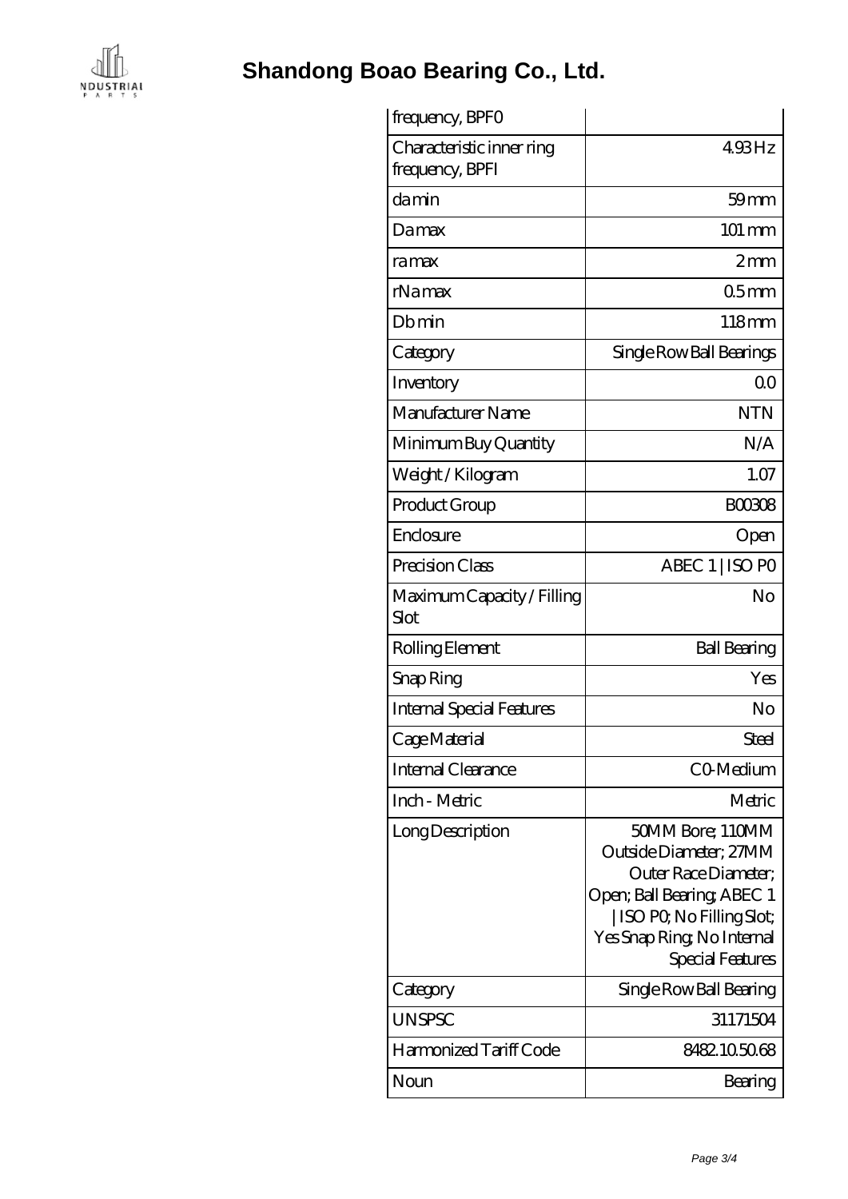# Shandong Boao Bearing Co., Ltd.

| | |
|---|---|
| frequency, BPFO | |
| Characteristic inner ring frequency, BPFI | 4.93 Hz |
| da min | 59 mm |
| Da max | 101 mm |
| ra max | 2 mm |
| rNa max | 0.5 mm |
| Db min | 118 mm |
| Category | Single Row Ball Bearings |
| Inventory | 0.0 |
| Manufacturer Name | NTN |
| Minimum Buy Quantity | N/A |
| Weight / Kilogram | 1.07 |
| Product Group | B00308 |
| Enclosure | Open |
| Precision Class | ABEC 1 \| ISO P0 |
| Maximum Capacity / Filling Slot | No |
| Rolling Element | Ball Bearing |
| Snap Ring | Yes |
| Internal Special Features | No |
| Cage Material | Steel |
| Internal Clearance | C0-Medium |
| Inch - Metric | Metric |
| Long Description | 50MM Bore; 110MM Outside Diameter; 27MM Outer Race Diameter; Open; Ball Bearing; ABEC 1 \| ISO P0; No Filling Slot; Yes Snap Ring; No Internal Special Features |
| Category | Single Row Ball Bearing |
| UNSPSC | 31171504 |
| Harmonized Tariff Code | 8482.10.50.68 |
| Noun | Bearing |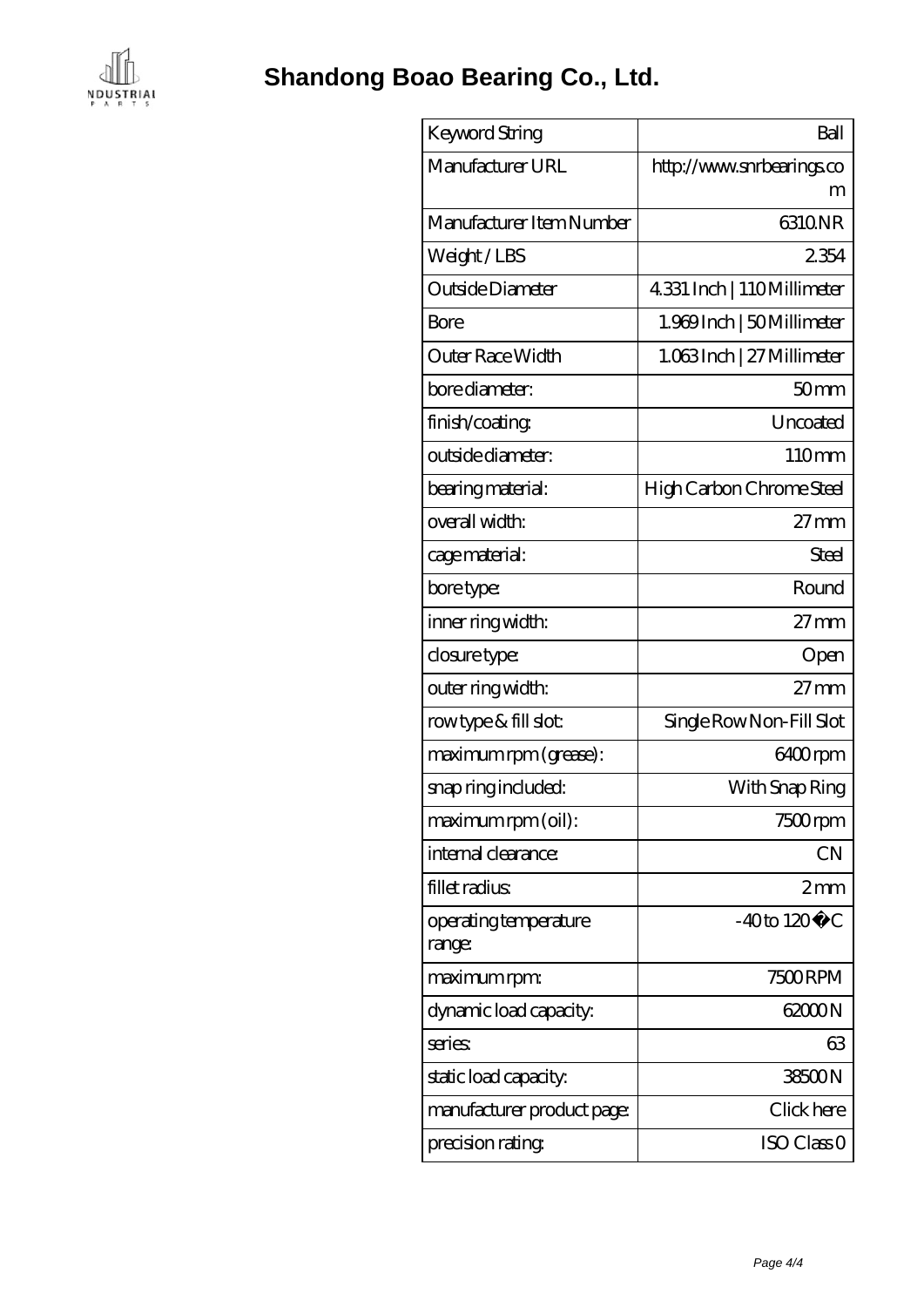| | |
|---|---|
| Keyword String | Ball |
| Manufacturer URL | http://www.snrbearings.com |
| Manufacturer Item Number | 6310.NR |
| Weight / LBS | 2.354 |
| Outside Diameter | 4.331 Inch \| 110 Millimeter |
| Bore | 1.969 Inch \| 50 Millimeter |
| Outer Race Width | 1.063 Inch \| 27 Millimeter |
| bore diameter: | 50 mm |
| finish/coating: | Uncoated |
| outside diameter: | 110 mm |
| bearing material: | High Carbon Chrome Steel |
| overall width: | 27 mm |
| cage material: | Steel |
| bore type: | Round |
| inner ring width: | 27 mm |
| closure type: | Open |
| outer ring width: | 27 mm |
| row type & fill slot: | Single Row Non-Fill Slot |
| maximum rpm (grease): | 6400 rpm |
| snap ring included: | With Snap Ring |
| maximum rpm (oil): | 7500 rpm |
| internal clearance: | CN |
| fillet radius: | 2 mm |
| operating temperature range: | -40 to 120 �C |
| maximum rpm: | 7500 RPM |
| dynamic load capacity: | 62000 N |
| series: | 63 |
| static load capacity: | 38500 N |
| manufacturer product page: | Click here |
| precision rating: | ISO Class 0 |